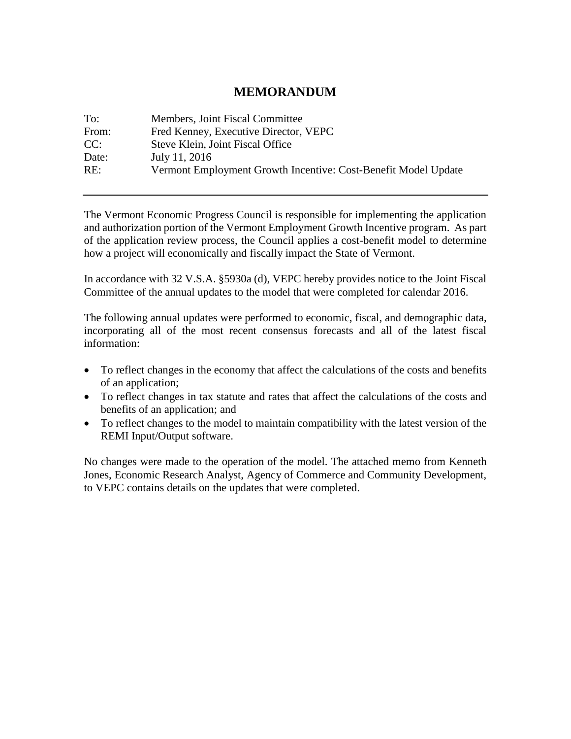# MEMORANDUM

| | |
|---|---|
| To: | Members, Joint Fiscal Committee |
| From: | Fred Kenney, Executive Director, VEPC |
| CC: | Steve Klein, Joint Fiscal Office |
| Date: | July 11, 2016 |
| RE: | Vermont Employment Growth Incentive: Cost-Benefit Model Update |

---

The Vermont Economic Progress Council is responsible for implementing the application and authorization portion of the Vermont Employment Growth Incentive program. As part of the application review process, the Council applies a cost-benefit model to determine how a project will economically and fiscally impact the State of Vermont.

In accordance with 32 V.S.A. §5930a (d), VEPC hereby provides notice to the Joint Fiscal Committee of the annual updates to the model that were completed for calendar 2016.

The following annual updates were performed to economic, fiscal, and demographic data, incorporating all of the most recent consensus forecasts and all of the latest fiscal information:

- To reflect changes in the economy that affect the calculations of the costs and benefits of an application;
- To reflect changes in tax statute and rates that affect the calculations of the costs and benefits of an application; and
- To reflect changes to the model to maintain compatibility with the latest version of the REMI Input/Output software.

No changes were made to the operation of the model. The attached memo from Kenneth Jones, Economic Research Analyst, Agency of Commerce and Community Development, to VEPC contains details on the updates that were completed.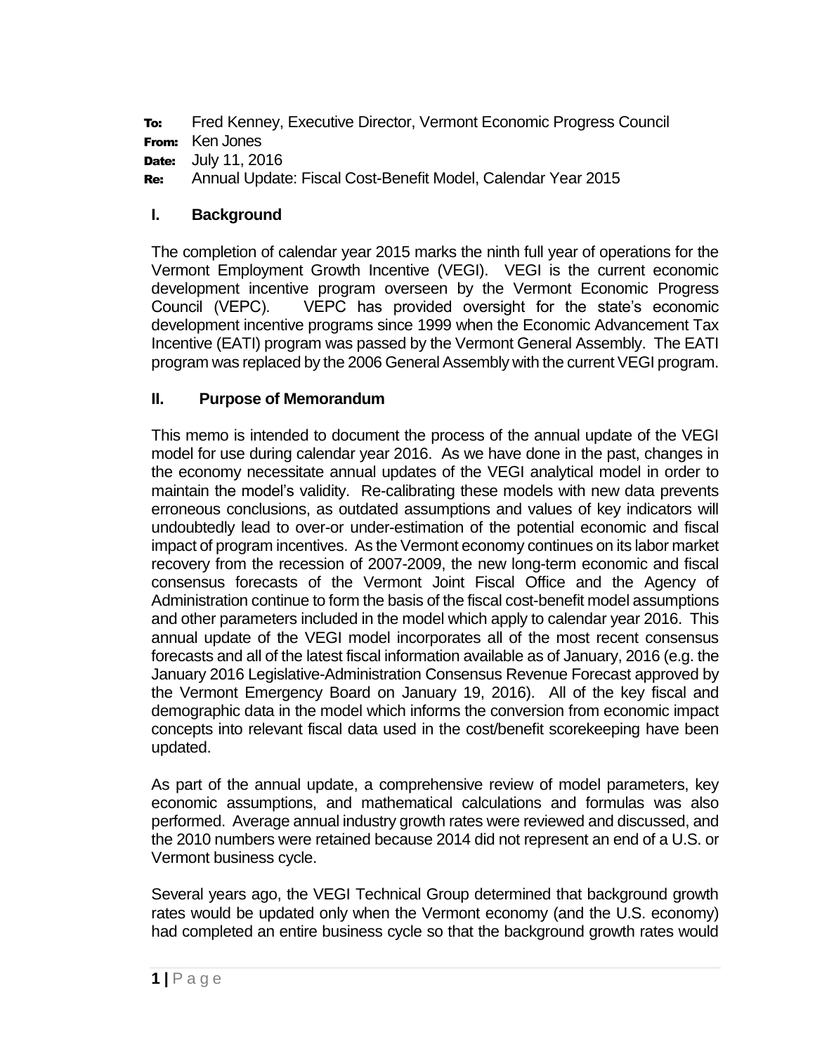**To:** Fred Kenney, Executive Director, Vermont Economic Progress Council

**From:** Ken Jones

**Date:** July 11, 2016

**Re:** Annual Update: Fiscal Cost-Benefit Model, Calendar Year 2015

## I. Background

The completion of calendar year 2015 marks the ninth full year of operations for the Vermont Employment Growth Incentive (VEGI). VEGI is the current economic development incentive program overseen by the Vermont Economic Progress Council (VEPC). VEPC has provided oversight for the state's economic development incentive programs since 1999 when the Economic Advancement Tax Incentive (EATI) program was passed by the Vermont General Assembly. The EATI program was replaced by the 2006 General Assembly with the current VEGI program.

## II. Purpose of Memorandum

This memo is intended to document the process of the annual update of the VEGI model for use during calendar year 2016. As we have done in the past, changes in the economy necessitate annual updates of the VEGI analytical model in order to maintain the model's validity. Re-calibrating these models with new data prevents erroneous conclusions, as outdated assumptions and values of key indicators will undoubtedly lead to over-or under-estimation of the potential economic and fiscal impact of program incentives. As the Vermont economy continues on its labor market recovery from the recession of 2007-2009, the new long-term economic and fiscal consensus forecasts of the Vermont Joint Fiscal Office and the Agency of Administration continue to form the basis of the fiscal cost-benefit model assumptions and other parameters included in the model which apply to calendar year 2016. This annual update of the VEGI model incorporates all of the most recent consensus forecasts and all of the latest fiscal information available as of January, 2016 (e.g. the January 2016 Legislative-Administration Consensus Revenue Forecast approved by the Vermont Emergency Board on January 19, 2016). All of the key fiscal and demographic data in the model which informs the conversion from economic impact concepts into relevant fiscal data used in the cost/benefit scorekeeping have been updated.

As part of the annual update, a comprehensive review of model parameters, key economic assumptions, and mathematical calculations and formulas was also performed. Average annual industry growth rates were reviewed and discussed, and the 2010 numbers were retained because 2014 did not represent an end of a U.S. or Vermont business cycle.

Several years ago, the VEGI Technical Group determined that background growth rates would be updated only when the Vermont economy (and the U.S. economy) had completed an entire business cycle so that the background growth rates would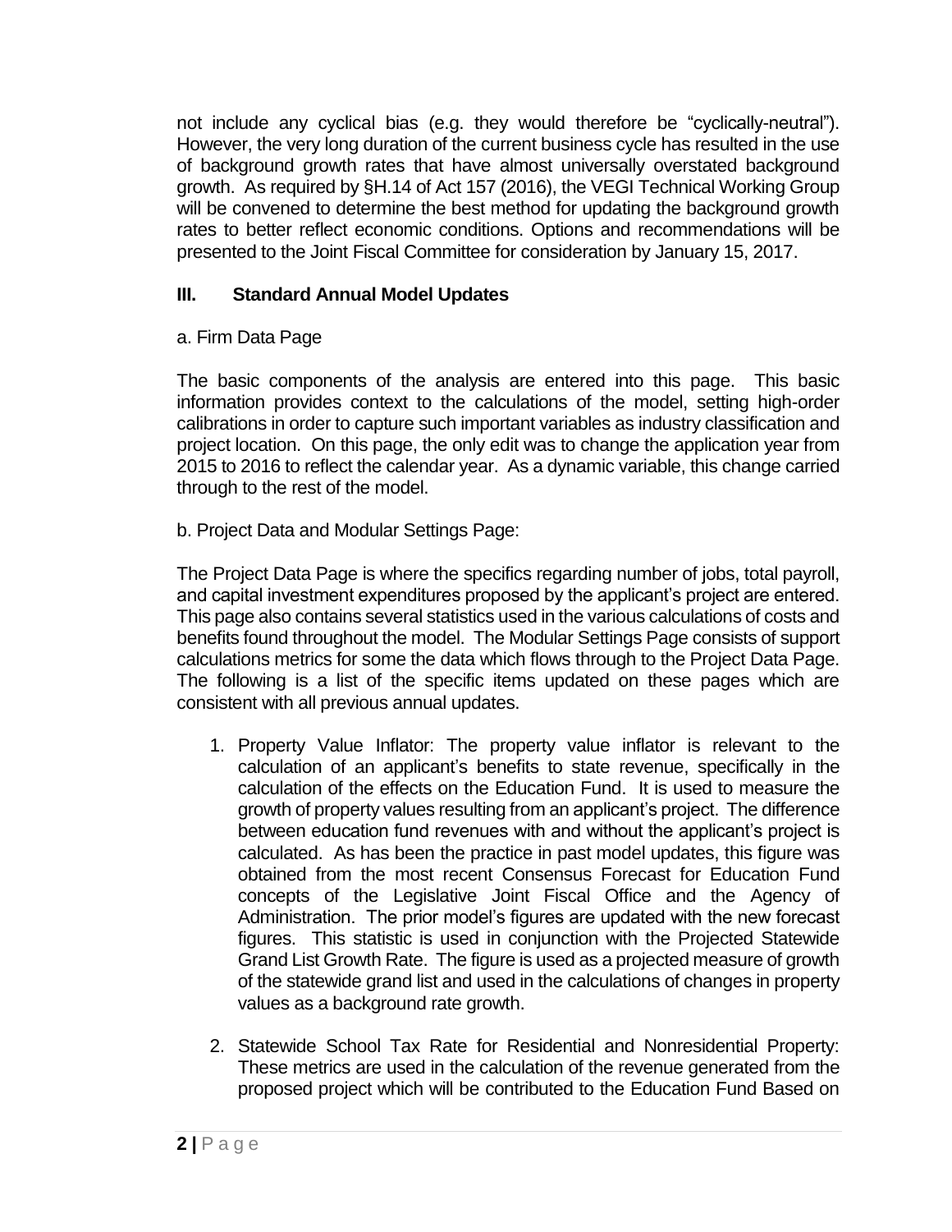not include any cyclical bias (e.g. they would therefore be "cyclically-neutral"). However, the very long duration of the current business cycle has resulted in the use of background growth rates that have almost universally overstated background growth. As required by §H.14 of Act 157 (2016), the VEGI Technical Working Group will be convened to determine the best method for updating the background growth rates to better reflect economic conditions. Options and recommendations will be presented to the Joint Fiscal Committee for consideration by January 15, 2017.

## III. Standard Annual Model Updates

a. Firm Data Page

The basic components of the analysis are entered into this page. This basic information provides context to the calculations of the model, setting high-order calibrations in order to capture such important variables as industry classification and project location. On this page, the only edit was to change the application year from 2015 to 2016 to reflect the calendar year. As a dynamic variable, this change carried through to the rest of the model.

b. Project Data and Modular Settings Page:

The Project Data Page is where the specifics regarding number of jobs, total payroll, and capital investment expenditures proposed by the applicant's project are entered. This page also contains several statistics used in the various calculations of costs and benefits found throughout the model. The Modular Settings Page consists of support calculations metrics for some the data which flows through to the Project Data Page. The following is a list of the specific items updated on these pages which are consistent with all previous annual updates.

1. Property Value Inflator: The property value inflator is relevant to the calculation of an applicant's benefits to state revenue, specifically in the calculation of the effects on the Education Fund. It is used to measure the growth of property values resulting from an applicant's project. The difference between education fund revenues with and without the applicant's project is calculated. As has been the practice in past model updates, this figure was obtained from the most recent Consensus Forecast for Education Fund concepts of the Legislative Joint Fiscal Office and the Agency of Administration. The prior model's figures are updated with the new forecast figures. This statistic is used in conjunction with the Projected Statewide Grand List Growth Rate. The figure is used as a projected measure of growth of the statewide grand list and used in the calculations of changes in property values as a background rate growth.

2. Statewide School Tax Rate for Residential and Nonresidential Property: These metrics are used in the calculation of the revenue generated from the proposed project which will be contributed to the Education Fund Based on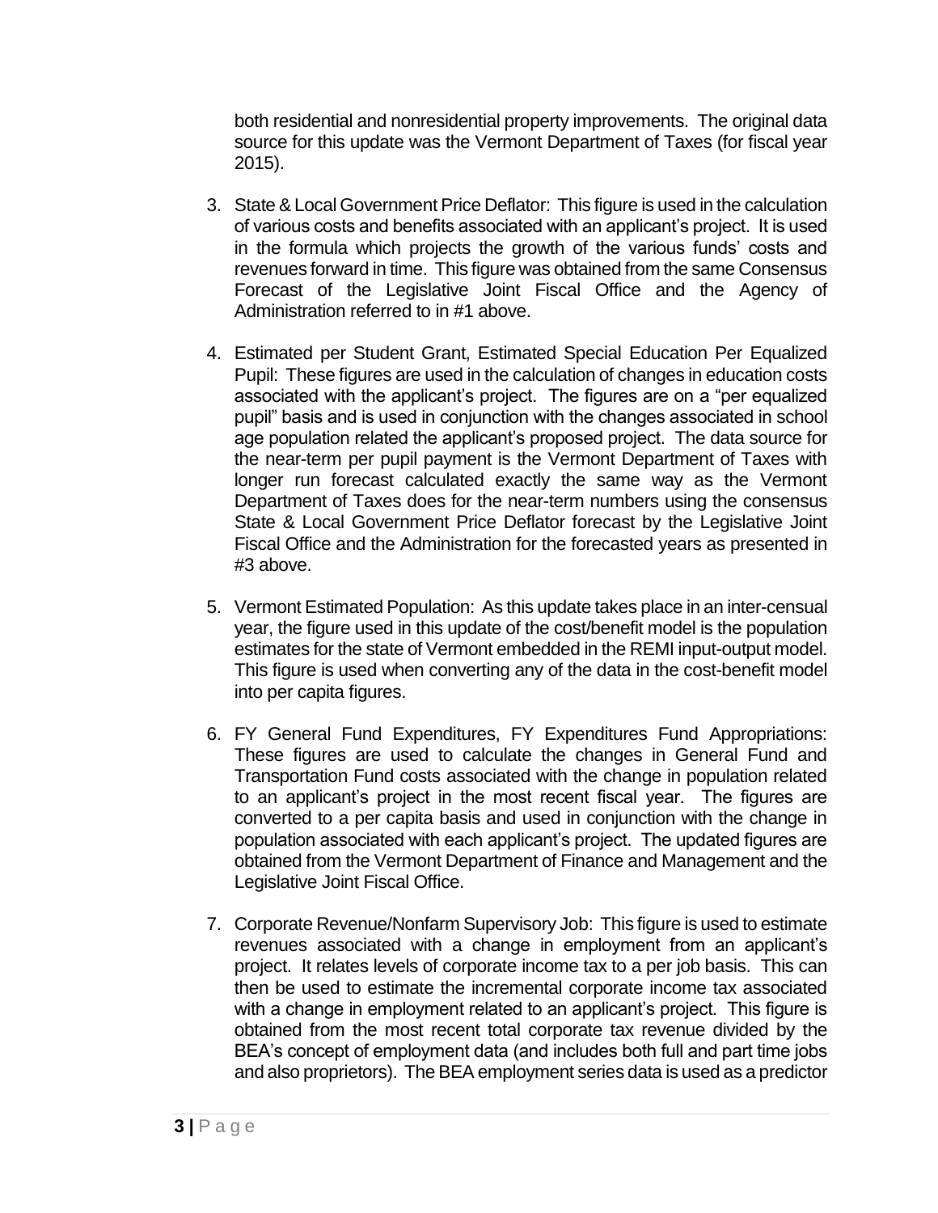both residential and nonresidential property improvements. The original data source for this update was the Vermont Department of Taxes (for fiscal year 2015).

3. State & Local Government Price Deflator: This figure is used in the calculation of various costs and benefits associated with an applicant's project. It is used in the formula which projects the growth of the various funds' costs and revenues forward in time. This figure was obtained from the same Consensus Forecast of the Legislative Joint Fiscal Office and the Agency of Administration referred to in #1 above.

4. Estimated per Student Grant, Estimated Special Education Per Equalized Pupil: These figures are used in the calculation of changes in education costs associated with the applicant's project. The figures are on a "per equalized pupil" basis and is used in conjunction with the changes associated in school age population related the applicant's proposed project. The data source for the near-term per pupil payment is the Vermont Department of Taxes with longer run forecast calculated exactly the same way as the Vermont Department of Taxes does for the near-term numbers using the consensus State & Local Government Price Deflator forecast by the Legislative Joint Fiscal Office and the Administration for the forecasted years as presented in #3 above.

5. Vermont Estimated Population: As this update takes place in an inter-censual year, the figure used in this update of the cost/benefit model is the population estimates for the state of Vermont embedded in the REMI input-output model. This figure is used when converting any of the data in the cost-benefit model into per capita figures.

6. FY General Fund Expenditures, FY Expenditures Fund Appropriations: These figures are used to calculate the changes in General Fund and Transportation Fund costs associated with the change in population related to an applicant's project in the most recent fiscal year. The figures are converted to a per capita basis and used in conjunction with the change in population associated with each applicant's project. The updated figures are obtained from the Vermont Department of Finance and Management and the Legislative Joint Fiscal Office.

7. Corporate Revenue/Nonfarm Supervisory Job: This figure is used to estimate revenues associated with a change in employment from an applicant's project. It relates levels of corporate income tax to a per job basis. This can then be used to estimate the incremental corporate income tax associated with a change in employment related to an applicant's project. This figure is obtained from the most recent total corporate tax revenue divided by the BEA's concept of employment data (and includes both full and part time jobs and also proprietors). The BEA employment series data is used as a predictor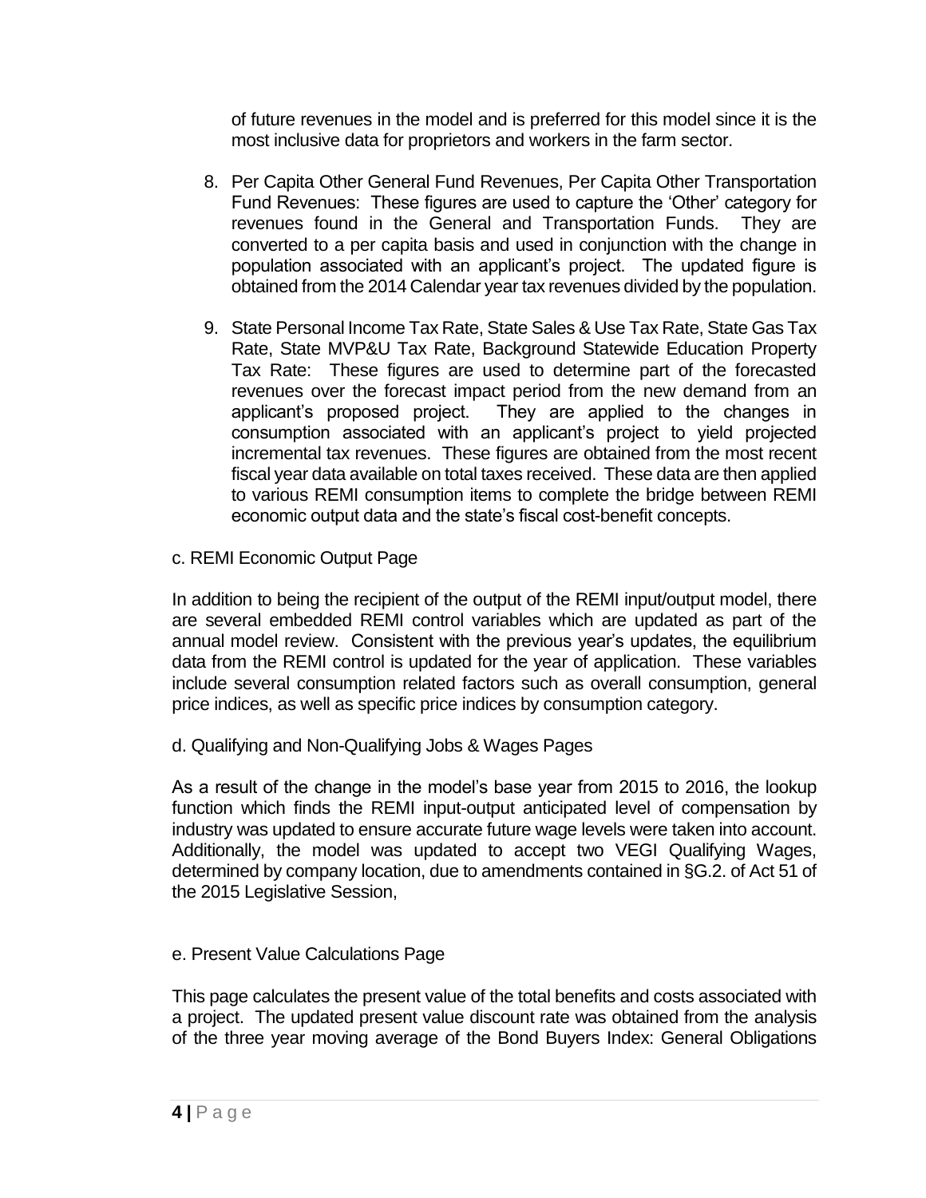of future revenues in the model and is preferred for this model since it is the most inclusive data for proprietors and workers in the farm sector.

8. Per Capita Other General Fund Revenues, Per Capita Other Transportation Fund Revenues: These figures are used to capture the 'Other' category for revenues found in the General and Transportation Funds. They are converted to a per capita basis and used in conjunction with the change in population associated with an applicant's project. The updated figure is obtained from the 2014 Calendar year tax revenues divided by the population.

9. State Personal Income Tax Rate, State Sales & Use Tax Rate, State Gas Tax Rate, State MVP&U Tax Rate, Background Statewide Education Property Tax Rate: These figures are used to determine part of the forecasted revenues over the forecast impact period from the new demand from an applicant's proposed project. They are applied to the changes in consumption associated with an applicant's project to yield projected incremental tax revenues. These figures are obtained from the most recent fiscal year data available on total taxes received. These data are then applied to various REMI consumption items to complete the bridge between REMI economic output data and the state's fiscal cost-benefit concepts.

c. REMI Economic Output Page

In addition to being the recipient of the output of the REMI input/output model, there are several embedded REMI control variables which are updated as part of the annual model review. Consistent with the previous year's updates, the equilibrium data from the REMI control is updated for the year of application. These variables include several consumption related factors such as overall consumption, general price indices, as well as specific price indices by consumption category.

d. Qualifying and Non-Qualifying Jobs & Wages Pages

As a result of the change in the model's base year from 2015 to 2016, the lookup function which finds the REMI input-output anticipated level of compensation by industry was updated to ensure accurate future wage levels were taken into account. Additionally, the model was updated to accept two VEGI Qualifying Wages, determined by company location, due to amendments contained in §G.2. of Act 51 of the 2015 Legislative Session,

e. Present Value Calculations Page

This page calculates the present value of the total benefits and costs associated with a project. The updated present value discount rate was obtained from the analysis of the three year moving average of the Bond Buyers Index: General Obligations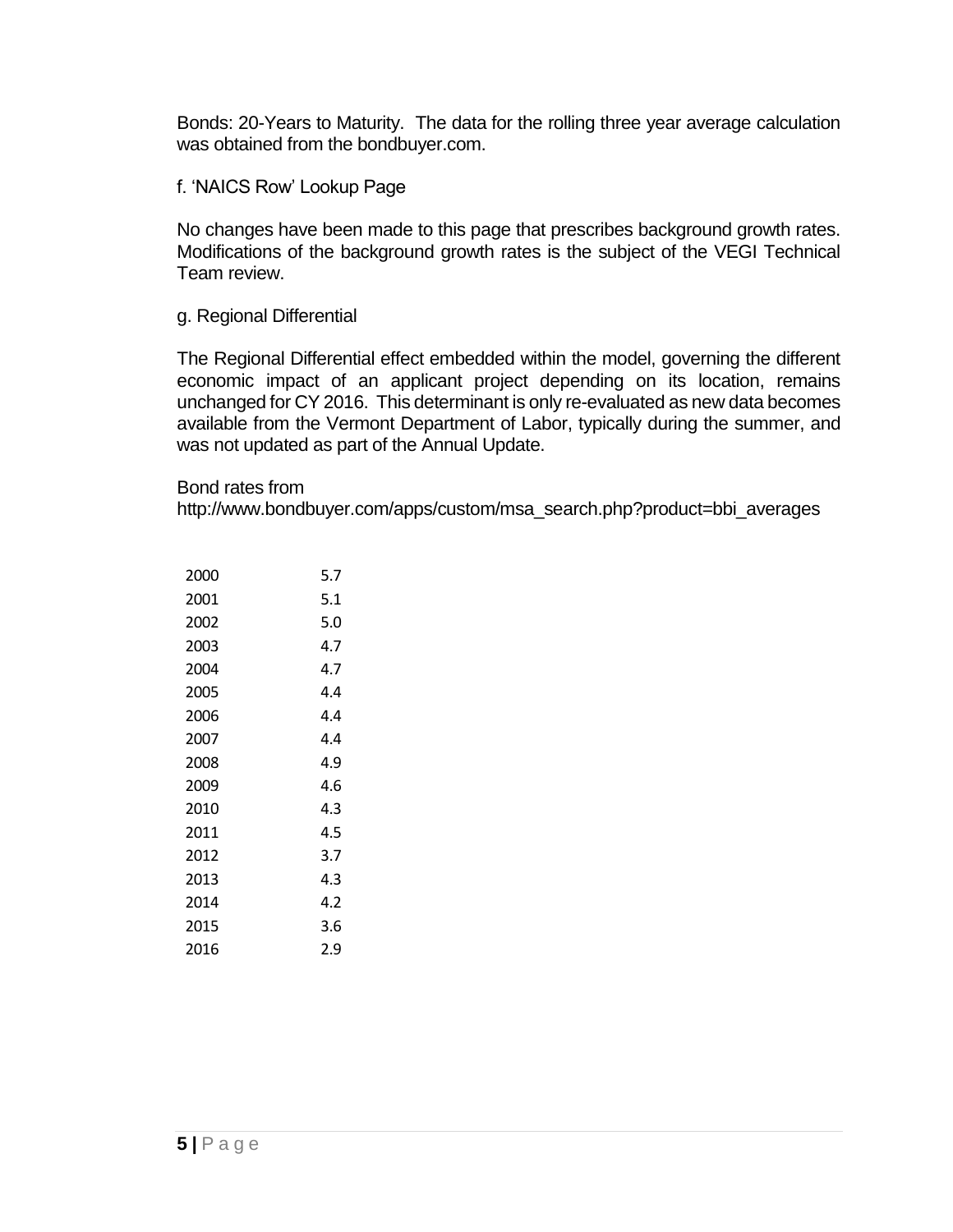Bonds: 20-Years to Maturity. The data for the rolling three year average calculation was obtained from the bondbuyer.com.

f. 'NAICS Row' Lookup Page

No changes have been made to this page that prescribes background growth rates. Modifications of the background growth rates is the subject of the VEGI Technical Team review.

g. Regional Differential

The Regional Differential effect embedded within the model, governing the different economic impact of an applicant project depending on its location, remains unchanged for CY 2016. This determinant is only re-evaluated as new data becomes available from the Vermont Department of Labor, typically during the summer, and was not updated as part of the Annual Update.

Bond rates from
http://www.bondbuyer.com/apps/custom/msa_search.php?product=bbi_averages

| | |
|---|---|
| 2000 | 5.7 |
| 2001 | 5.1 |
| 2002 | 5.0 |
| 2003 | 4.7 |
| 2004 | 4.7 |
| 2005 | 4.4 |
| 2006 | 4.4 |
| 2007 | 4.4 |
| 2008 | 4.9 |
| 2009 | 4.6 |
| 2010 | 4.3 |
| 2011 | 4.5 |
| 2012 | 3.7 |
| 2013 | 4.3 |
| 2014 | 4.2 |
| 2015 | 3.6 |
| 2016 | 2.9 |